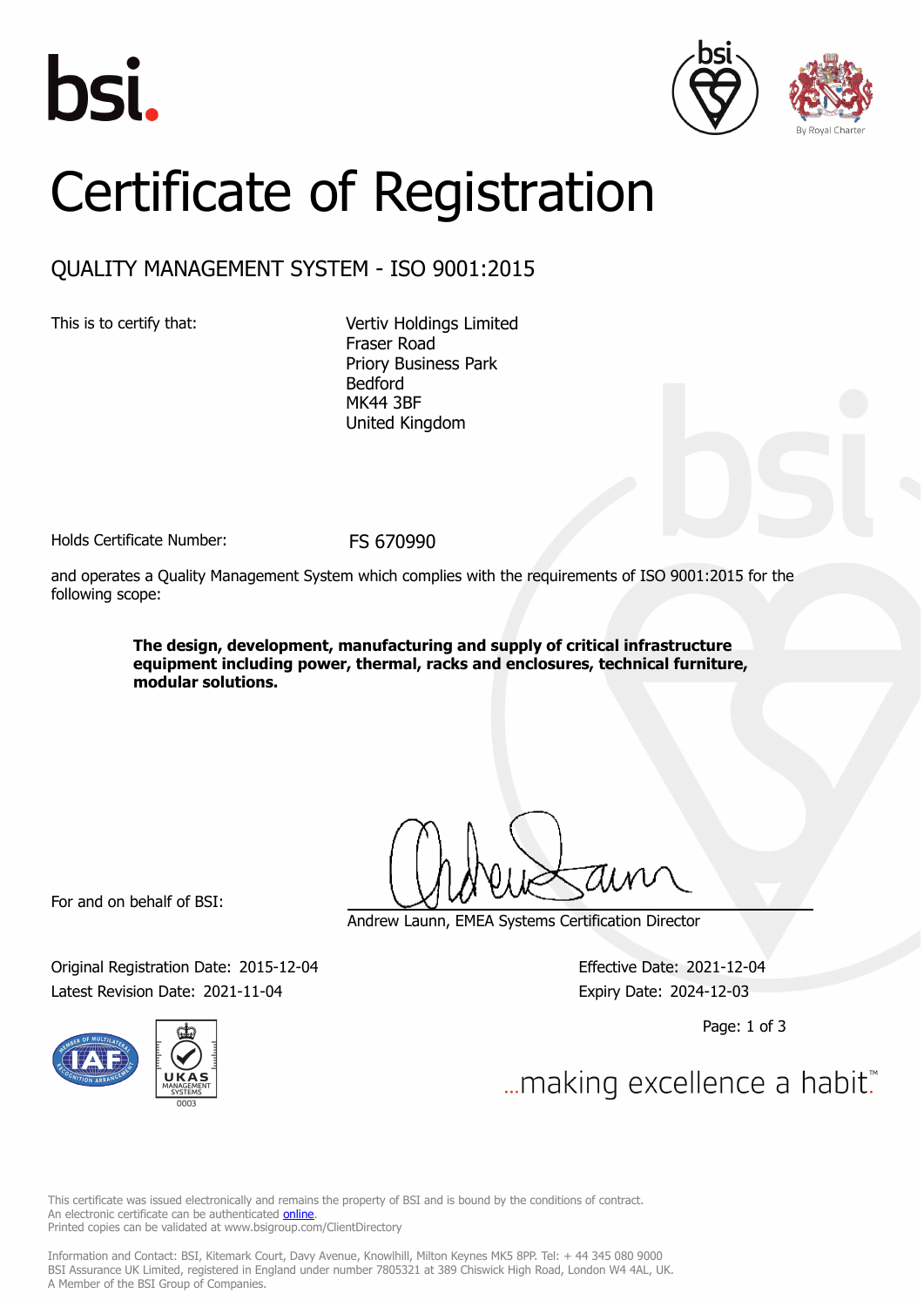# Certificate of Registration

## QUALITY MANAGEMENT SYSTEM - ISO 9001:2015

This is to certify that:

Vertiv Holdings Limited
Fraser Road
Priory Business Park
Bedford
MK44 3BF
United Kingdom

Holds Certificate Number: FS 670990

and operates a Quality Management System which complies with the requirements of ISO 9001:2015 for the following scope:

**The design, development, manufacturing and supply of critical infrastructure equipment including power, thermal, racks and enclosures, technical furniture, modular solutions.**

For and on behalf of BSI:

Andrew Launn, EMEA Systems Certification Director

Original Registration Date: 2015-12-04
Latest Revision Date: 2021-11-04

Effective Date: 2021-12-04
Expiry Date: 2024-12-03

...making excellence a habit.™

This certificate was issued electronically and remains the property of BSI and is bound by the conditions of contract.
An electronic certificate can be authenticated online.
Printed copies can be validated at www.bsigroup.com/ClientDirectory

Information and Contact: BSI, Kitemark Court, Davy Avenue, Knowlhill, Milton Keynes MK5 8PP. Tel: + 44 345 080 9000
BSI Assurance UK Limited, registered in England under number 7805321 at 389 Chiswick High Road, London W4 4AL, UK.
A Member of the BSI Group of Companies.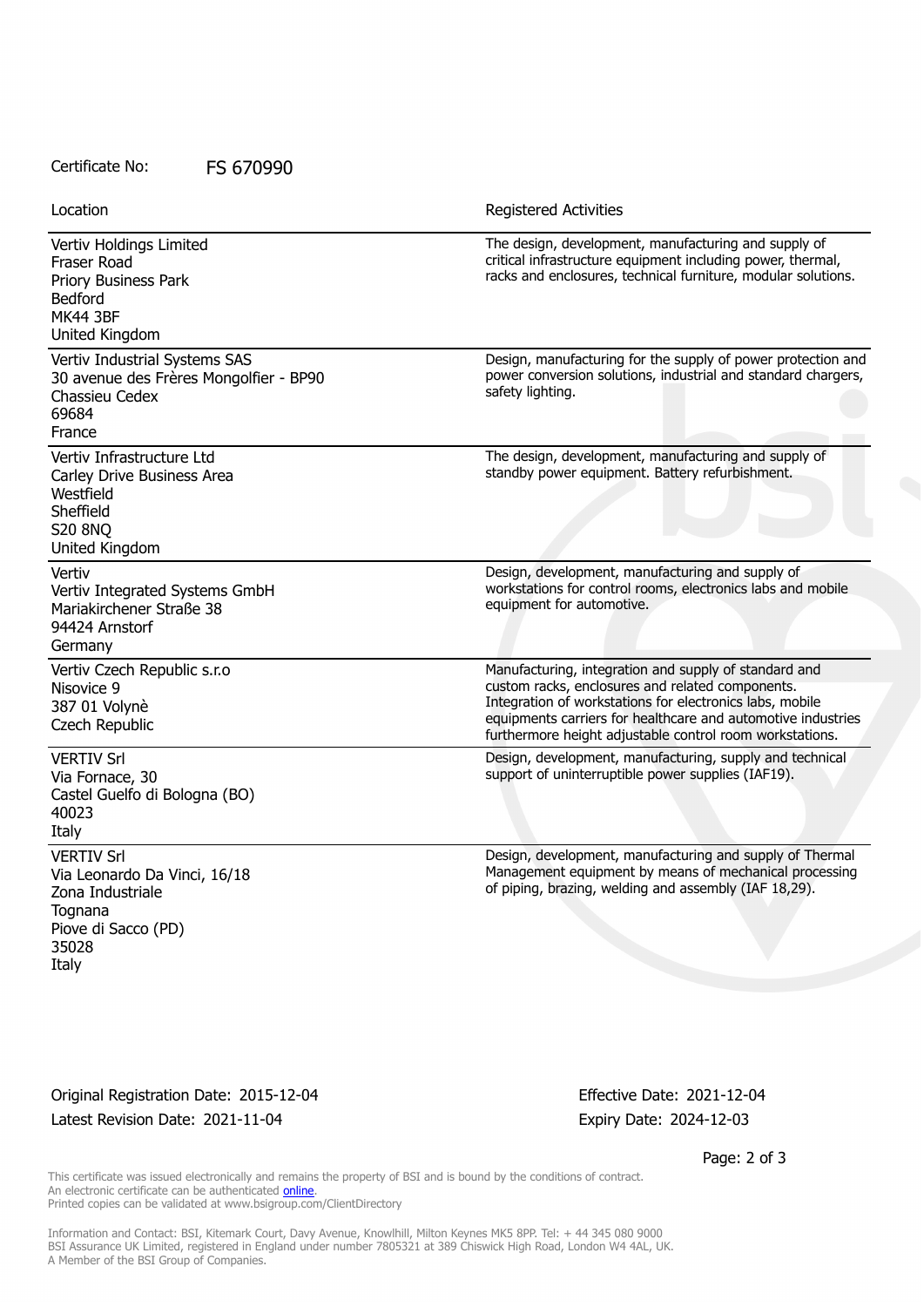Certificate No: FS 670990

| Location | Registered Activities |
| --- | --- |
| Vertiv Holdings Limited<br>Fraser Road<br>Priory Business Park<br>Bedford<br>MK44 3BF<br>United Kingdom | The design, development, manufacturing and supply of critical infrastructure equipment including power, thermal, racks and enclosures, technical furniture, modular solutions. |
| Vertiv Industrial Systems SAS<br>30 avenue des Frères Mongolfier - BP90<br>Chassieu Cedex<br>69684<br>France | Design, manufacturing for the supply of power protection and power conversion solutions, industrial and standard chargers, safety lighting. |
| Vertiv Infrastructure Ltd<br>Carley Drive Business Area<br>Westfield<br>Sheffield<br>S20 8NQ<br>United Kingdom | The design, development, manufacturing and supply of standby power equipment. Battery refurbishment. |
| Vertiv<br>Vertiv Integrated Systems GmbH<br>Mariakirchener Straße 38<br>94424 Arnstorf<br>Germany | Design, development, manufacturing and supply of workstations for control rooms, electronics labs and mobile equipment for automotive. |
| Vertiv Czech Republic s.r.o<br>Nisovice 9<br>387 01 Volynè<br>Czech Republic | Manufacturing, integration and supply of standard and custom racks, enclosures and related components. Integration of workstations for electronics labs, mobile equipments carriers for healthcare and automotive industries furthermore height adjustable control room workstations. |
| VERTIV Srl<br>Via Fornace, 30<br>Castel Guelfo di Bologna (BO)<br>40023<br>Italy | Design, development, manufacturing, supply and technical support of uninterruptible power supplies (IAF19). |
| VERTIV Srl<br>Via Leonardo Da Vinci, 16/18<br>Zona Industriale<br>Tognana<br>Piove di Sacco (PD)<br>35028<br>Italy | Design, development, manufacturing and supply of Thermal Management equipment by means of mechanical processing of piping, brazing, welding and assembly (IAF 18,29). |

Original Registration Date: 2015-12-04
Latest Revision Date: 2021-11-04

Effective Date: 2021-12-04
Expiry Date: 2024-12-03

This certificate was issued electronically and remains the property of BSI and is bound by the conditions of contract.
An electronic certificate can be authenticated online.
Printed copies can be validated at www.bsigroup.com/ClientDirectory

Information and Contact: BSI, Kitemark Court, Davy Avenue, Knowlhill, Milton Keynes MK5 8PP. Tel: + 44 345 080 9000
BSI Assurance UK Limited, registered in England under number 7805321 at 389 Chiswick High Road, London W4 4AL, UK.
A Member of the BSI Group of Companies.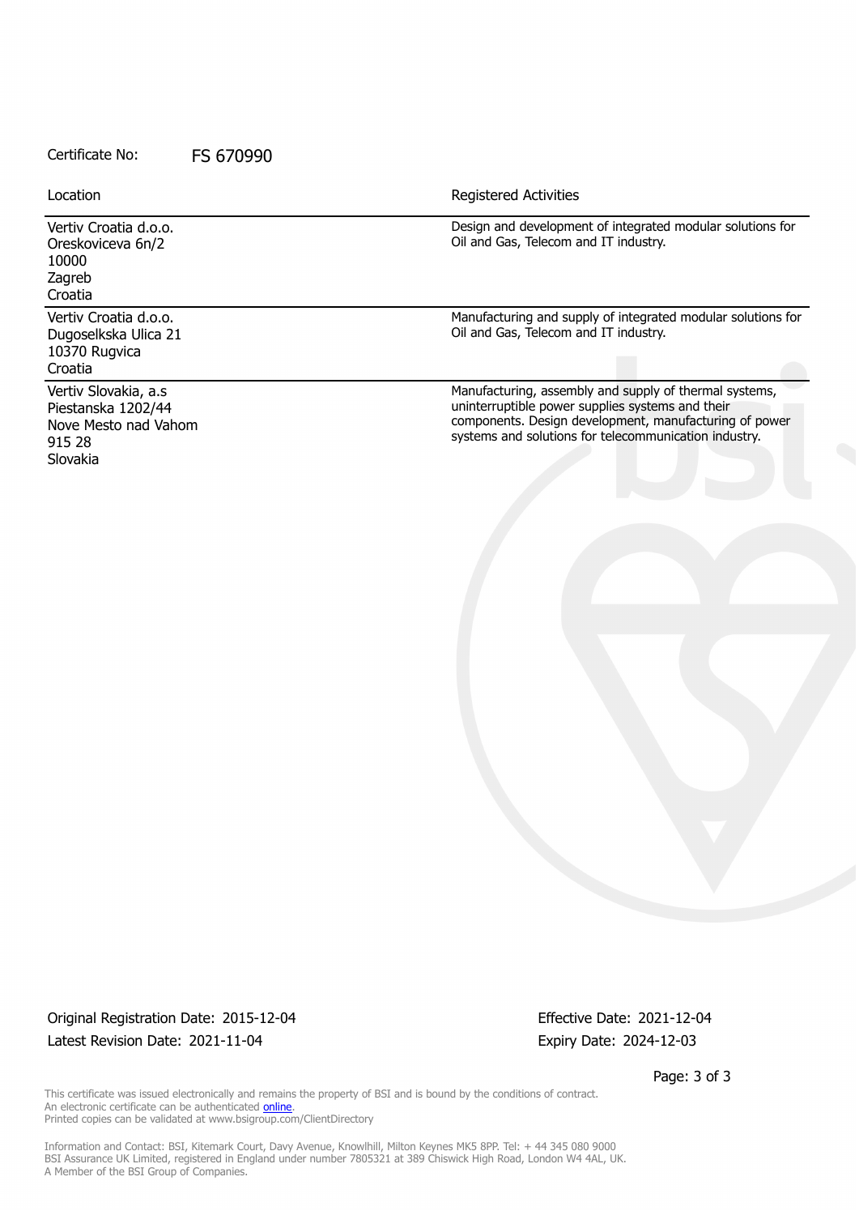Certificate No: FS 670990

| Location | Registered Activities |
| --- | --- |
| Vertiv Croatia d.o.o.<br>Oreskoviceva 6n/2<br>10000<br>Zagreb<br>Croatia | Design and development of integrated modular solutions for Oil and Gas, Telecom and IT industry. |
| Vertiv Croatia d.o.o.<br>Dugoselkska Ulica 21<br>10370 Rugvica<br>Croatia | Manufacturing and supply of integrated modular solutions for Oil and Gas, Telecom and IT industry. |
| Vertiv Slovakia, a.s<br>Piestanska 1202/44<br>Nove Mesto nad Vahom<br>915 28<br>Slovakia | Manufacturing, assembly and supply of thermal systems, uninterruptible power supplies systems and their components. Design development, manufacturing of power systems and solutions for telecommunication industry. |

Original Registration Date: 2015-12-04

Latest Revision Date: 2021-11-04

Effective Date: 2021-12-04

Expiry Date: 2024-12-03

This certificate was issued electronically and remains the property of BSI and is bound by the conditions of contract.
An electronic certificate can be authenticated online.
Printed copies can be validated at www.bsigroup.com/ClientDirectory

Information and Contact: BSI, Kitemark Court, Davy Avenue, Knowlhill, Milton Keynes MK5 8PP. Tel: + 44 345 080 9000
BSI Assurance UK Limited, registered in England under number 7805321 at 389 Chiswick High Road, London W4 4AL, UK.
A Member of the BSI Group of Companies.